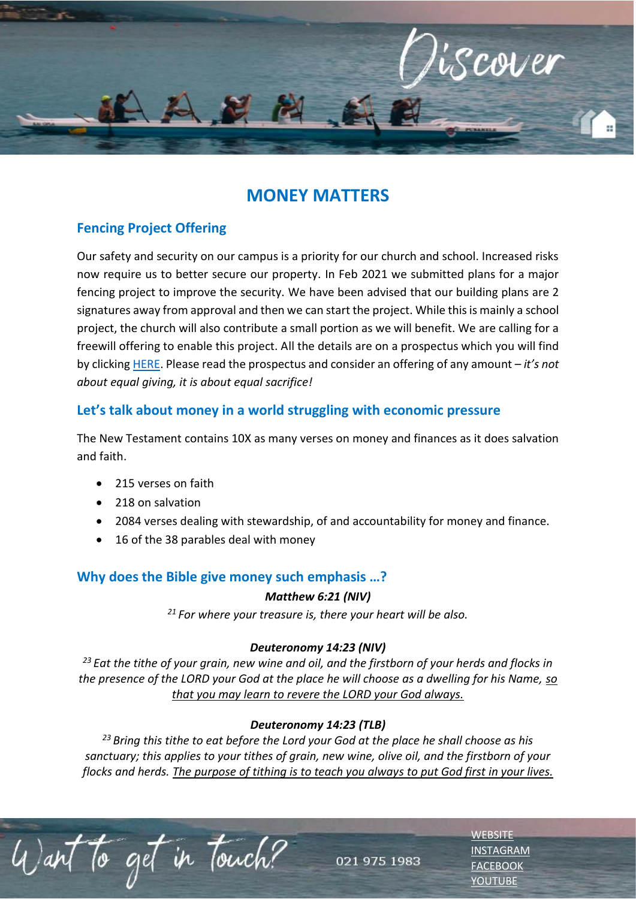# MONEY MATTERS

## Fencing Project Offering

Our safety and security on our campus is a priority for our church and school. Increased risks now require us to better secure our property. In Feb 2021 we submitted plans for a major fencing project to improve the security. We have been advised that our building plans are 2 signatures away from approval and then we can start the project. While this is mainly a school project, the church will also contribute a small portion as we will benefit. We are calling for a freewill offering to enable this project. All the details are on a prospectus which you will find by clicking HERE. Please read the prospectus and consider an offering of any amount – *it's not about equal giving, it is about equal sacrifice!*

## Let's talk about money in a world struggling with economic pressure

The New Testament contains 10X as many verses on money and finances as it does salvation and faith.

- 215 verses on faith
- 218 on salvation
- 2084 verses dealing with stewardship, of and accountability for money and finance.
- 16 of the 38 parables deal with money

## Why does the Bible give money such emphasis …?

***Matthew 6:21 (NIV)***

*[21] For where your treasure is, there your heart will be also.*

***Deuteronomy 14:23 (NIV)***

*[23] Eat the tithe of your grain, new wine and oil, and the firstborn of your herds and flocks in the presence of the LORD your God at the place he will choose as a dwelling for his Name, so that you may learn to revere the LORD your God always.*

***Deuteronomy 14:23 (TLB)***

*[23] Bring this tithe to eat before the Lord your God at the place he shall choose as his sanctuary; this applies to your tithes of grain, new wine, olive oil, and the firstborn of your flocks and herds. The purpose of tithing is to teach you always to put God first in your lives.*

Want to get in touch?

021 975 1983

WEBSITE
INSTAGRAM
FACEBOOK
YOUTUBE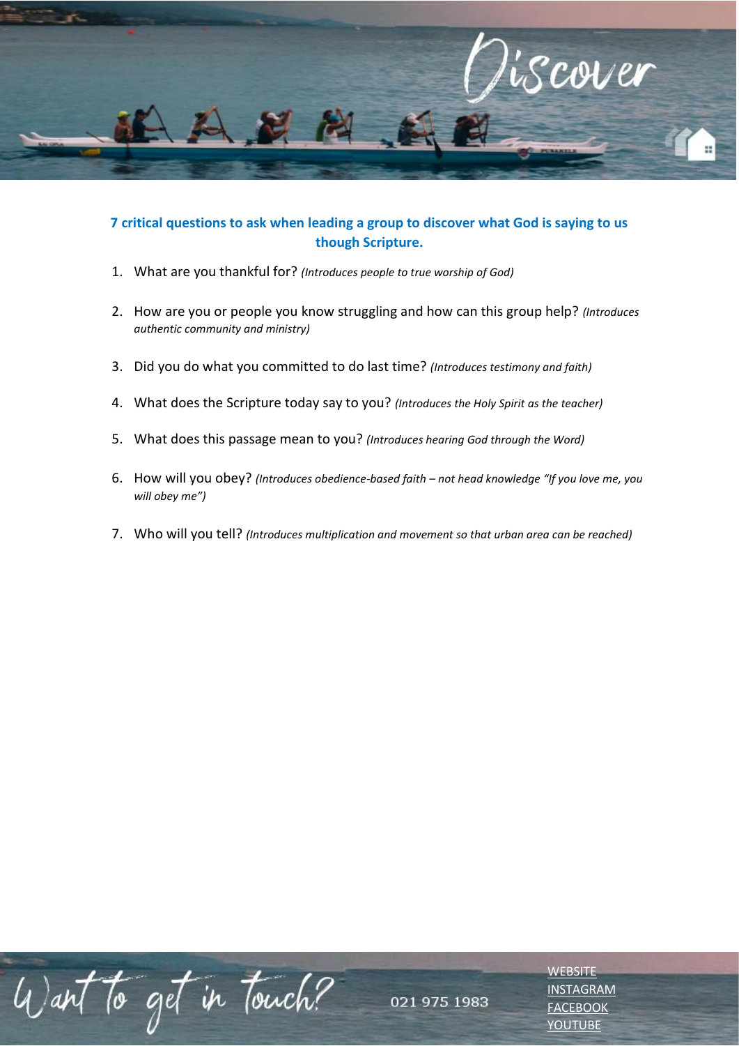Discover

**7 critical questions to ask when leading a group to discover what God is saying to us though Scripture.**

1. What are you thankful for? *(Introduces people to true worship of God)*
2. How are you or people you know struggling and how can this group help? *(Introduces authentic community and ministry)*
3. Did you do what you committed to do last time? *(Introduces testimony and faith)*
4. What does the Scripture today say to you? *(Introduces the Holy Spirit as the teacher)*
5. What does this passage mean to you? *(Introduces hearing God through the Word)*
6. How will you obey? *(Introduces obedience-based faith – not head knowledge "If you love me, you will obey me")*
7. Who will you tell? *(Introduces multiplication and movement so that urban area can be reached)*

Want to get in touch?

021 975 1983

WEBSITE
INSTAGRAM
FACEBOOK
YOUTUBE